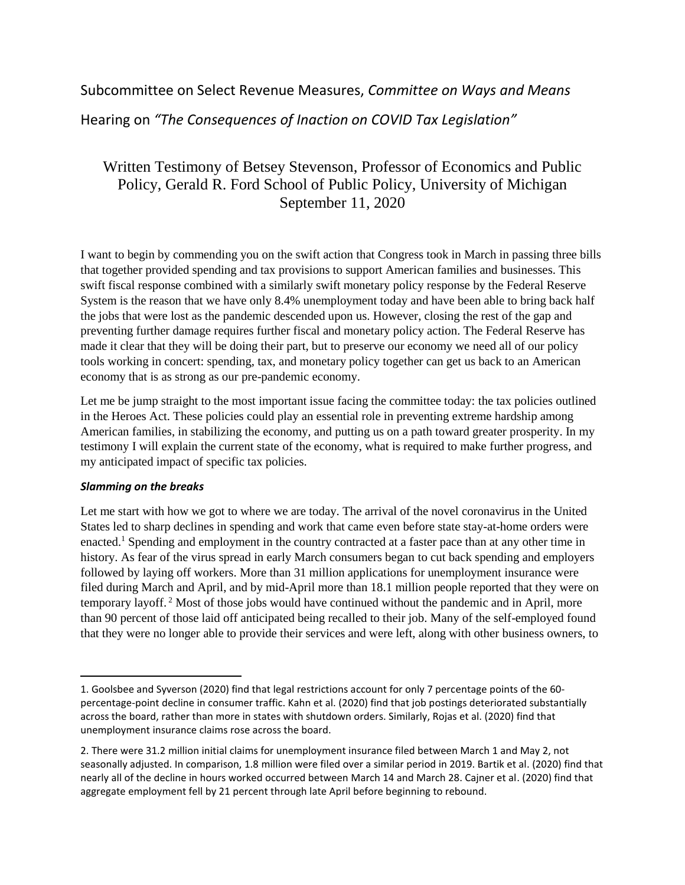Subcommittee on Select Revenue Measures, *Committee on Ways and Means*

Hearing on *"The Consequences of Inaction on COVID Tax Legislation"*

# Written Testimony of Betsey Stevenson, Professor of Economics and Public Policy, Gerald R. Ford School of Public Policy, University of Michigan September 11, 2020

I want to begin by commending you on the swift action that Congress took in March in passing three bills that together provided spending and tax provisions to support American families and businesses. This swift fiscal response combined with a similarly swift monetary policy response by the Federal Reserve System is the reason that we have only 8.4% unemployment today and have been able to bring back half the jobs that were lost as the pandemic descended upon us. However, closing the rest of the gap and preventing further damage requires further fiscal and monetary policy action. The Federal Reserve has made it clear that they will be doing their part, but to preserve our economy we need all of our policy tools working in concert: spending, tax, and monetary policy together can get us back to an American economy that is as strong as our pre-pandemic economy.

Let me be jump straight to the most important issue facing the committee today: the tax policies outlined in the Heroes Act. These policies could play an essential role in preventing extreme hardship among American families, in stabilizing the economy, and putting us on a path toward greater prosperity. In my testimony I will explain the current state of the economy, what is required to make further progress, and my anticipated impact of specific tax policies.

***Slamming on the breaks***

Let me start with how we got to where we are today. The arrival of the novel coronavirus in the United States led to sharp declines in spending and work that came even before state stay-at-home orders were enacted.[1] Spending and employment in the country contracted at a faster pace than at any other time in history. As fear of the virus spread in early March consumers began to cut back spending and employers followed by laying off workers. More than 31 million applications for unemployment insurance were filed during March and April, and by mid-April more than 18.1 million people reported that they were on temporary layoff.[2] Most of those jobs would have continued without the pandemic and in April, more than 90 percent of those laid off anticipated being recalled to their job. Many of the self-employed found that they were no longer able to provide their services and were left, along with other business owners, to

---

1. Goolsbee and Syverson (2020) find that legal restrictions account for only 7 percentage points of the 60-percentage-point decline in consumer traffic. Kahn et al. (2020) find that job postings deteriorated substantially across the board, rather than more in states with shutdown orders. Similarly, Rojas et al. (2020) find that unemployment insurance claims rose across the board.

2. There were 31.2 million initial claims for unemployment insurance filed between March 1 and May 2, not seasonally adjusted. In comparison, 1.8 million were filed over a similar period in 2019. Bartik et al. (2020) find that nearly all of the decline in hours worked occurred between March 14 and March 28. Cajner et al. (2020) find that aggregate employment fell by 21 percent through late April before beginning to rebound.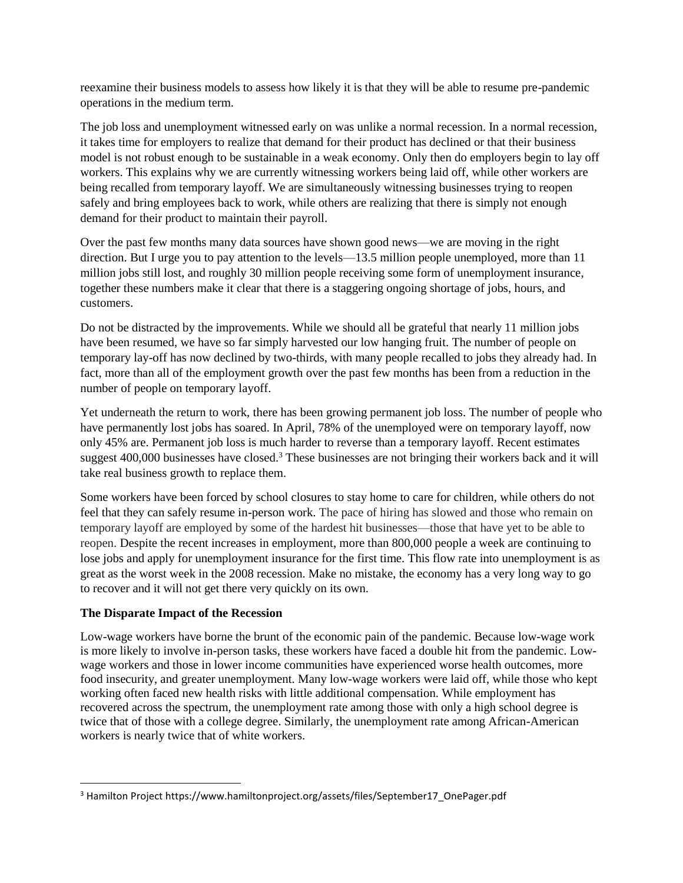reexamine their business models to assess how likely it is that they will be able to resume pre-pandemic operations in the medium term.

The job loss and unemployment witnessed early on was unlike a normal recession. In a normal recession, it takes time for employers to realize that demand for their product has declined or that their business model is not robust enough to be sustainable in a weak economy. Only then do employers begin to lay off workers. This explains why we are currently witnessing workers being laid off, while other workers are being recalled from temporary layoff. We are simultaneously witnessing businesses trying to reopen safely and bring employees back to work, while others are realizing that there is simply not enough demand for their product to maintain their payroll.

Over the past few months many data sources have shown good news—we are moving in the right direction. But I urge you to pay attention to the levels—13.5 million people unemployed, more than 11 million jobs still lost, and roughly 30 million people receiving some form of unemployment insurance, together these numbers make it clear that there is a staggering ongoing shortage of jobs, hours, and customers.

Do not be distracted by the improvements. While we should all be grateful that nearly 11 million jobs have been resumed, we have so far simply harvested our low hanging fruit. The number of people on temporary lay-off has now declined by two-thirds, with many people recalled to jobs they already had. In fact, more than all of the employment growth over the past few months has been from a reduction in the number of people on temporary layoff.

Yet underneath the return to work, there has been growing permanent job loss. The number of people who have permanently lost jobs has soared. In April, 78% of the unemployed were on temporary layoff, now only 45% are. Permanent job loss is much harder to reverse than a temporary layoff. Recent estimates suggest 400,000 businesses have closed.[3] These businesses are not bringing their workers back and it will take real business growth to replace them.

Some workers have been forced by school closures to stay home to care for children, while others do not feel that they can safely resume in-person work. The pace of hiring has slowed and those who remain on temporary layoff are employed by some of the hardest hit businesses—those that have yet to be able to reopen. Despite the recent increases in employment, more than 800,000 people a week are continuing to lose jobs and apply for unemployment insurance for the first time. This flow rate into unemployment is as great as the worst week in the 2008 recession. Make no mistake, the economy has a very long way to go to recover and it will not get there very quickly on its own.

**The Disparate Impact of the Recession**

Low-wage workers have borne the brunt of the economic pain of the pandemic. Because low-wage work is more likely to involve in-person tasks, these workers have faced a double hit from the pandemic. Low-wage workers and those in lower income communities have experienced worse health outcomes, more food insecurity, and greater unemployment. Many low-wage workers were laid off, while those who kept working often faced new health risks with little additional compensation. While employment has recovered across the spectrum, the unemployment rate among those with only a high school degree is twice that of those with a college degree. Similarly, the unemployment rate among African-American workers is nearly twice that of white workers.

---

[3] Hamilton Project https://www.hamiltonproject.org/assets/files/September17_OnePager.pdf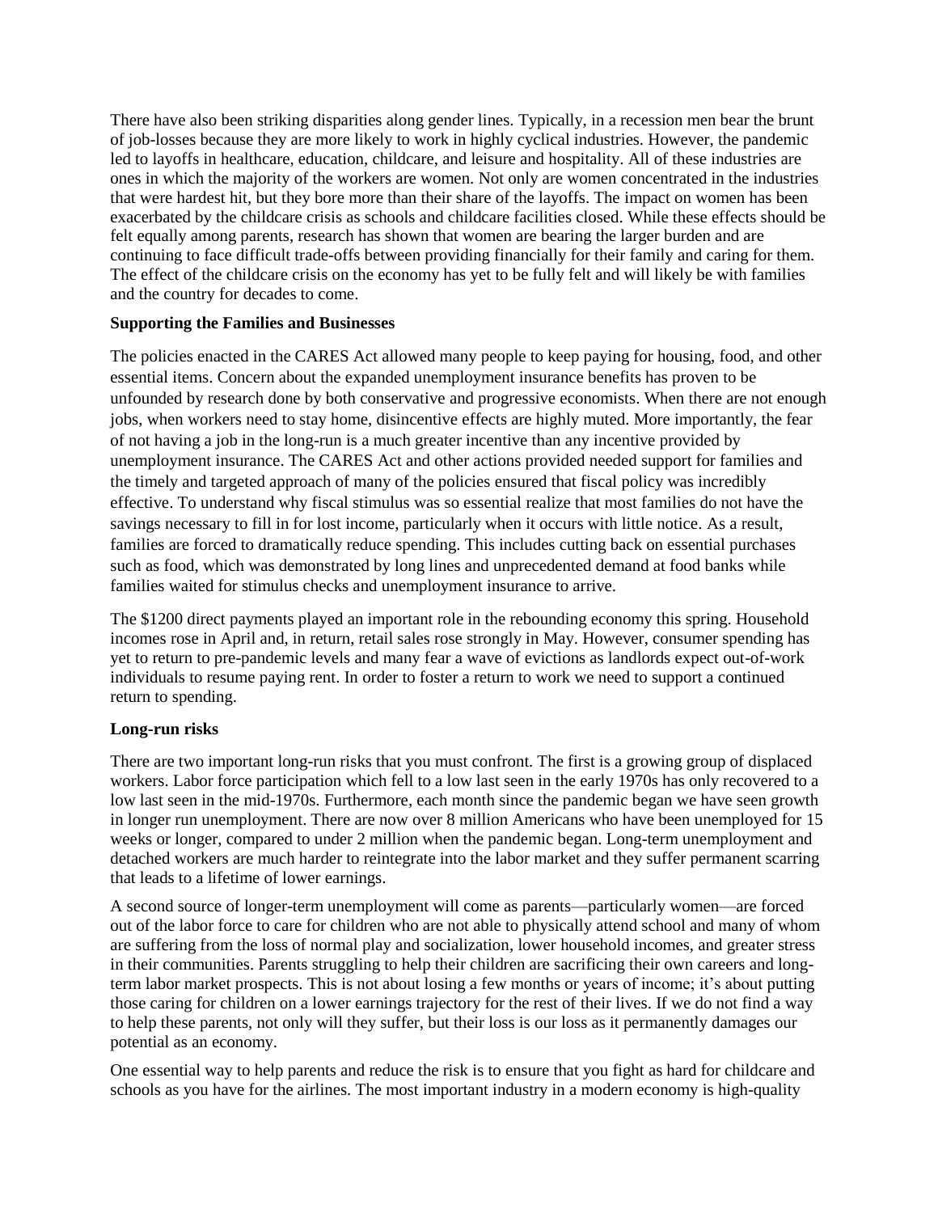There have also been striking disparities along gender lines. Typically, in a recession men bear the brunt of job-losses because they are more likely to work in highly cyclical industries. However, the pandemic led to layoffs in healthcare, education, childcare, and leisure and hospitality. All of these industries are ones in which the majority of the workers are women. Not only are women concentrated in the industries that were hardest hit, but they bore more than their share of the layoffs. The impact on women has been exacerbated by the childcare crisis as schools and childcare facilities closed. While these effects should be felt equally among parents, research has shown that women are bearing the larger burden and are continuing to face difficult trade-offs between providing financially for their family and caring for them. The effect of the childcare crisis on the economy has yet to be fully felt and will likely be with families and the country for decades to come.

**Supporting the Families and Businesses**

The policies enacted in the CARES Act allowed many people to keep paying for housing, food, and other essential items. Concern about the expanded unemployment insurance benefits has proven to be unfounded by research done by both conservative and progressive economists. When there are not enough jobs, when workers need to stay home, disincentive effects are highly muted. More importantly, the fear of not having a job in the long-run is a much greater incentive than any incentive provided by unemployment insurance. The CARES Act and other actions provided needed support for families and the timely and targeted approach of many of the policies ensured that fiscal policy was incredibly effective. To understand why fiscal stimulus was so essential realize that most families do not have the savings necessary to fill in for lost income, particularly when it occurs with little notice. As a result, families are forced to dramatically reduce spending. This includes cutting back on essential purchases such as food, which was demonstrated by long lines and unprecedented demand at food banks while families waited for stimulus checks and unemployment insurance to arrive.

The $1200 direct payments played an important role in the rebounding economy this spring. Household incomes rose in April and, in return, retail sales rose strongly in May. However, consumer spending has yet to return to pre-pandemic levels and many fear a wave of evictions as landlords expect out-of-work individuals to resume paying rent. In order to foster a return to work we need to support a continued return to spending.

**Long-run risks**

There are two important long-run risks that you must confront. The first is a growing group of displaced workers. Labor force participation which fell to a low last seen in the early 1970s has only recovered to a low last seen in the mid-1970s. Furthermore, each month since the pandemic began we have seen growth in longer run unemployment. There are now over 8 million Americans who have been unemployed for 15 weeks or longer, compared to under 2 million when the pandemic began. Long-term unemployment and detached workers are much harder to reintegrate into the labor market and they suffer permanent scarring that leads to a lifetime of lower earnings.

A second source of longer-term unemployment will come as parents—particularly women—are forced out of the labor force to care for children who are not able to physically attend school and many of whom are suffering from the loss of normal play and socialization, lower household incomes, and greater stress in their communities. Parents struggling to help their children are sacrificing their own careers and long-term labor market prospects. This is not about losing a few months or years of income; it's about putting those caring for children on a lower earnings trajectory for the rest of their lives. If we do not find a way to help these parents, not only will they suffer, but their loss is our loss as it permanently damages our potential as an economy.

One essential way to help parents and reduce the risk is to ensure that you fight as hard for childcare and schools as you have for the airlines. The most important industry in a modern economy is high-quality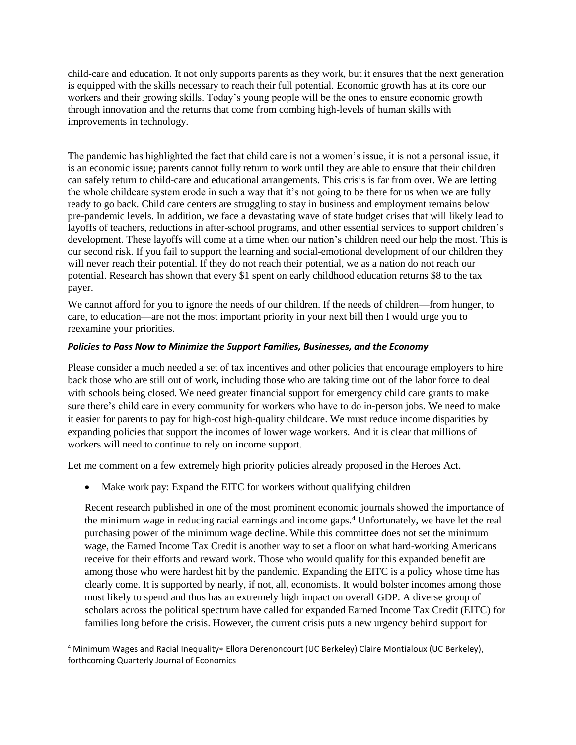child-care and education. It not only supports parents as they work, but it ensures that the next generation is equipped with the skills necessary to reach their full potential. Economic growth has at its core our workers and their growing skills. Today's young people will be the ones to ensure economic growth through innovation and the returns that come from combing high-levels of human skills with improvements in technology.

The pandemic has highlighted the fact that child care is not a women's issue, it is not a personal issue, it is an economic issue; parents cannot fully return to work until they are able to ensure that their children can safely return to child-care and educational arrangements. This crisis is far from over. We are letting the whole childcare system erode in such a way that it's not going to be there for us when we are fully ready to go back. Child care centers are struggling to stay in business and employment remains below pre-pandemic levels. In addition, we face a devastating wave of state budget crises that will likely lead to layoffs of teachers, reductions in after-school programs, and other essential services to support children's development. These layoffs will come at a time when our nation's children need our help the most. This is our second risk. If you fail to support the learning and social-emotional development of our children they will never reach their potential. If they do not reach their potential, we as a nation do not reach our potential. Research has shown that every $1 spent on early childhood education returns $8 to the tax payer.

We cannot afford for you to ignore the needs of our children. If the needs of children—from hunger, to care, to education—are not the most important priority in your next bill then I would urge you to reexamine your priorities.

***Policies to Pass Now to Minimize the Support Families, Businesses, and the Economy***

Please consider a much needed a set of tax incentives and other policies that encourage employers to hire back those who are still out of work, including those who are taking time out of the labor force to deal with schools being closed. We need greater financial support for emergency child care grants to make sure there's child care in every community for workers who have to do in-person jobs. We need to make it easier for parents to pay for high-cost high-quality childcare. We must reduce income disparities by expanding policies that support the incomes of lower wage workers. And it is clear that millions of workers will need to continue to rely on income support.

Let me comment on a few extremely high priority policies already proposed in the Heroes Act.

- Make work pay: Expand the EITC for workers without qualifying children

Recent research published in one of the most prominent economic journals showed the importance of the minimum wage in reducing racial earnings and income gaps.[4] Unfortunately, we have let the real purchasing power of the minimum wage decline. While this committee does not set the minimum wage, the Earned Income Tax Credit is another way to set a floor on what hard-working Americans receive for their efforts and reward work. Those who would qualify for this expanded benefit are among those who were hardest hit by the pandemic. Expanding the EITC is a policy whose time has clearly come. It is supported by nearly, if not, all, economists. It would bolster incomes among those most likely to spend and thus has an extremely high impact on overall GDP. A diverse group of scholars across the political spectrum have called for expanded Earned Income Tax Credit (EITC) for families long before the crisis. However, the current crisis puts a new urgency behind support for

[4] Minimum Wages and Racial Inequality∗ Ellora Derenoncourt (UC Berkeley) Claire Montialoux (UC Berkeley), forthcoming Quarterly Journal of Economics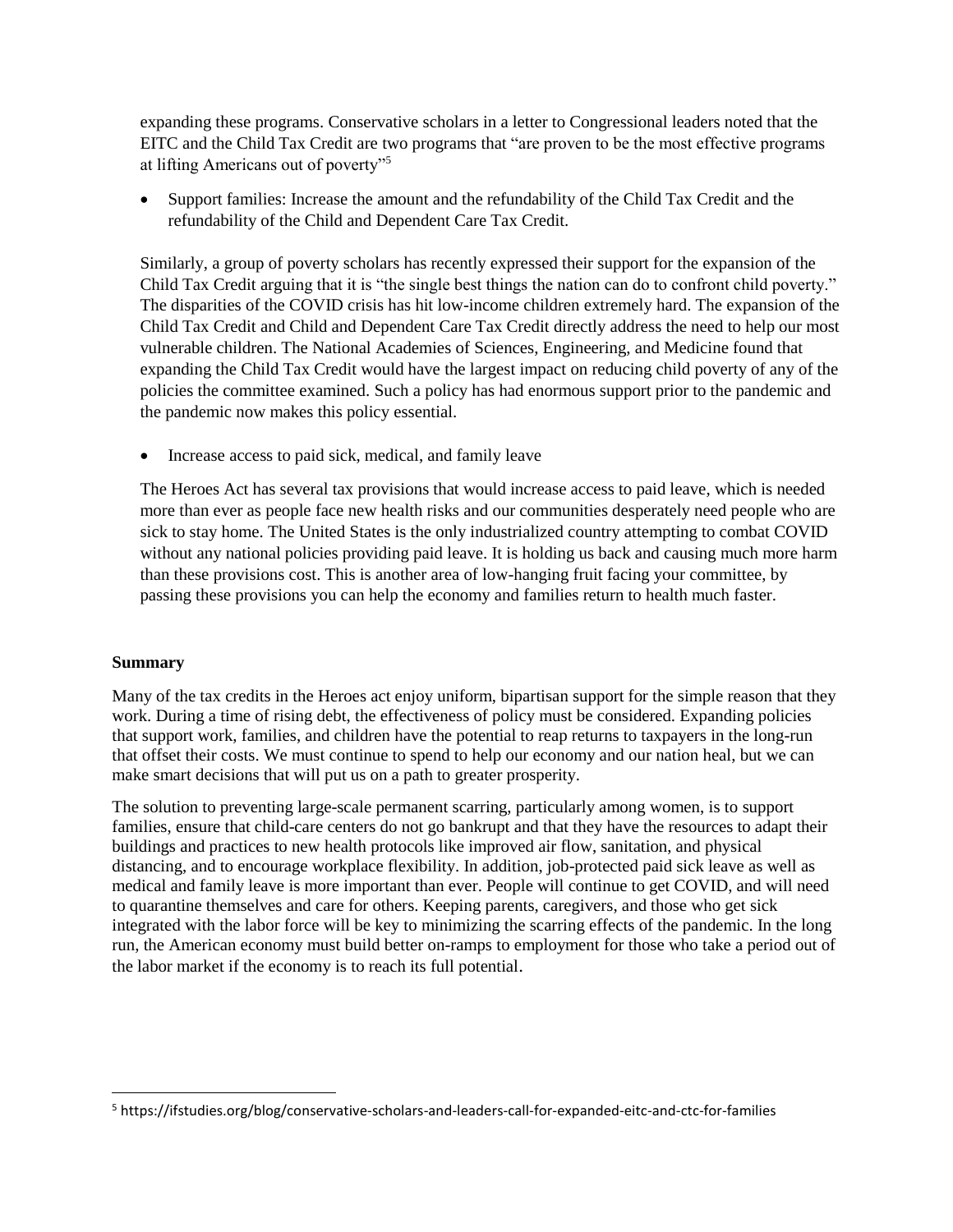expanding these programs. Conservative scholars in a letter to Congressional leaders noted that the EITC and the Child Tax Credit are two programs that "are proven to be the most effective programs at lifting Americans out of poverty"[5]

- Support families: Increase the amount and the refundability of the Child Tax Credit and the refundability of the Child and Dependent Care Tax Credit.

Similarly, a group of poverty scholars has recently expressed their support for the expansion of the Child Tax Credit arguing that it is "the single best things the nation can do to confront child poverty." The disparities of the COVID crisis has hit low-income children extremely hard. The expansion of the Child Tax Credit and Child and Dependent Care Tax Credit directly address the need to help our most vulnerable children. The National Academies of Sciences, Engineering, and Medicine found that expanding the Child Tax Credit would have the largest impact on reducing child poverty of any of the policies the committee examined. Such a policy has had enormous support prior to the pandemic and the pandemic now makes this policy essential.

- Increase access to paid sick, medical, and family leave

The Heroes Act has several tax provisions that would increase access to paid leave, which is needed more than ever as people face new health risks and our communities desperately need people who are sick to stay home. The United States is the only industrialized country attempting to combat COVID without any national policies providing paid leave. It is holding us back and causing much more harm than these provisions cost. This is another area of low-hanging fruit facing your committee, by passing these provisions you can help the economy and families return to health much faster.

**Summary**

Many of the tax credits in the Heroes act enjoy uniform, bipartisan support for the simple reason that they work. During a time of rising debt, the effectiveness of policy must be considered. Expanding policies that support work, families, and children have the potential to reap returns to taxpayers in the long-run that offset their costs. We must continue to spend to help our economy and our nation heal, but we can make smart decisions that will put us on a path to greater prosperity.

The solution to preventing large-scale permanent scarring, particularly among women, is to support families, ensure that child-care centers do not go bankrupt and that they have the resources to adapt their buildings and practices to new health protocols like improved air flow, sanitation, and physical distancing, and to encourage workplace flexibility. In addition, job-protected paid sick leave as well as medical and family leave is more important than ever. People will continue to get COVID, and will need to quarantine themselves and care for others. Keeping parents, caregivers, and those who get sick integrated with the labor force will be key to minimizing the scarring effects of the pandemic. In the long run, the American economy must build better on-ramps to employment for those who take a period out of the labor market if the economy is to reach its full potential.

[5] https://ifstudies.org/blog/conservative-scholars-and-leaders-call-for-expanded-eitc-and-ctc-for-families